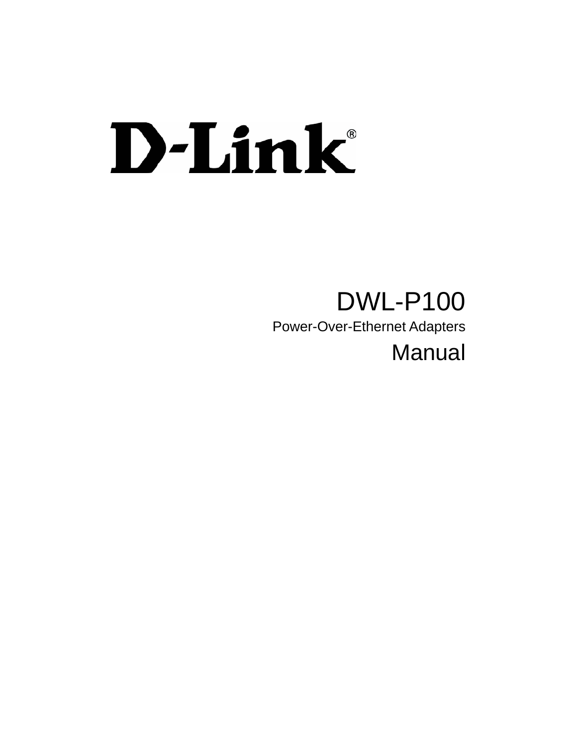# D-Link®

# DWL-P100

Power-Over-Ethernet Adapters

Manual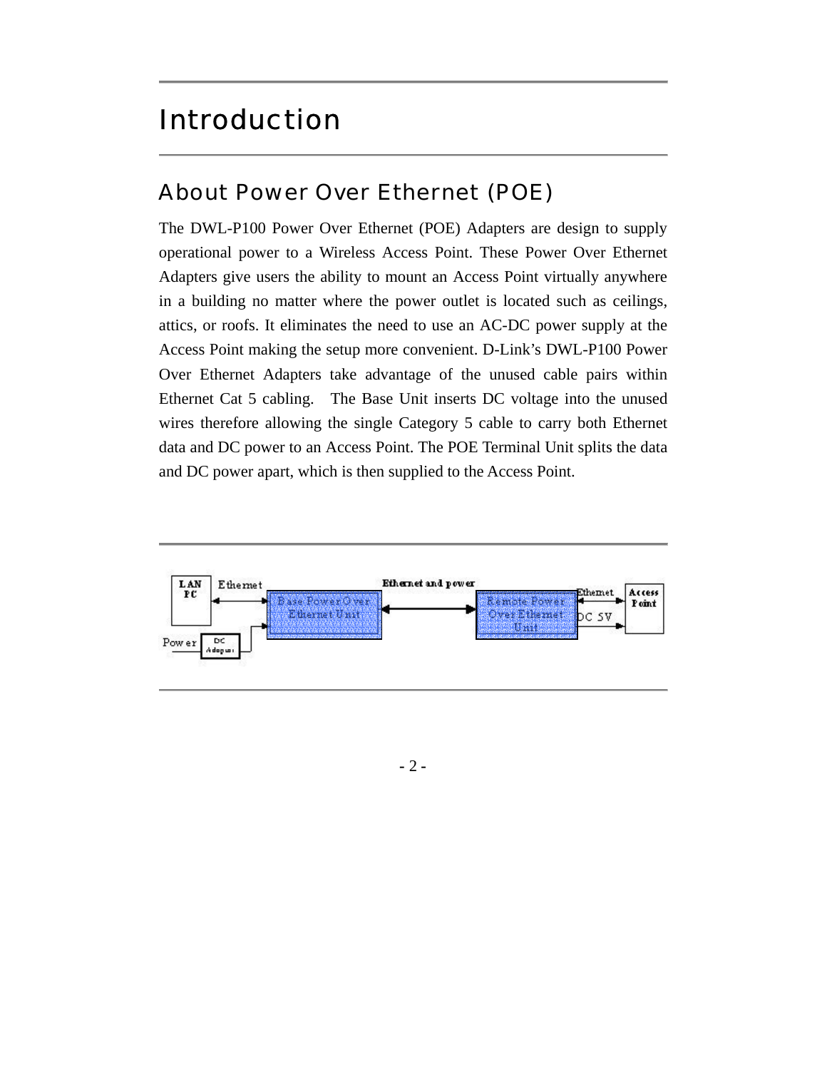# Introduction

## About Power Over Ethernet (POE)

The DWL-P100 Power Over Ethernet (POE) Adapters are design to supply operational power to a Wireless Access Point. These Power Over Ethernet Adapters give users the ability to mount an Access Point virtually anywhere in a building no matter where the power outlet is located such as ceilings, attics, or roofs. It eliminates the need to use an AC-DC power supply at the Access Point making the setup more convenient. D-Link's DWL-P100 Power Over Ethernet Adapters take advantage of the unused cable pairs within Ethernet Cat 5 cabling. The Base Unit inserts DC voltage into the unused wires therefore allowing the single Category 5 cable to carry both Ethernet data and DC power to an Access Point. The POE Terminal Unit splits the data and DC power apart, which is then supplied to the Access Point.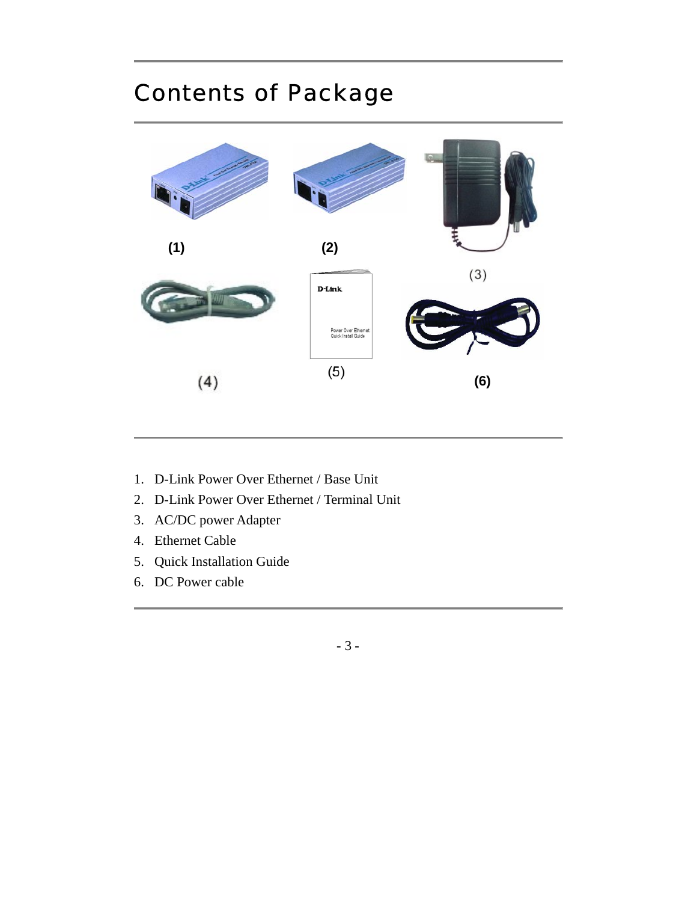# Contents of Package

(1) (2) (3) (4) (5) (6)

1. D-Link Power Over Ethernet / Base Unit
2. D-Link Power Over Ethernet / Terminal Unit
3. AC/DC power Adapter
4. Ethernet Cable
5. Quick Installation Guide
6. DC Power cable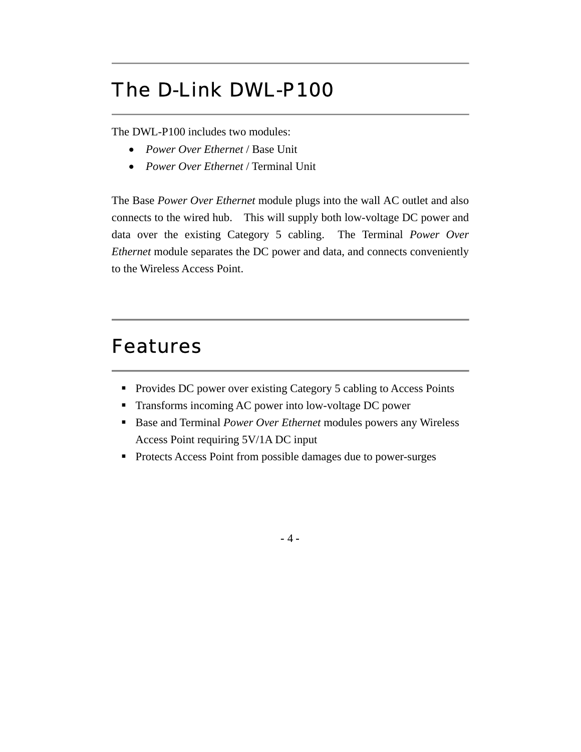## The D-Link DWL-P100

The DWL-P100 includes two modules:

- *Power Over Ethernet* / Base Unit
- *Power Over Ethernet* / Terminal Unit

The Base *Power Over Ethernet* module plugs into the wall AC outlet and also connects to the wired hub. This will supply both low-voltage DC power and data over the existing Category 5 cabling. The Terminal *Power Over Ethernet* module separates the DC power and data, and connects conveniently to the Wireless Access Point.

## Features

- Provides DC power over existing Category 5 cabling to Access Points
- Transforms incoming AC power into low-voltage DC power
- Base and Terminal *Power Over Ethernet* modules powers any Wireless Access Point requiring 5V/1A DC input
- Protects Access Point from possible damages due to power-surges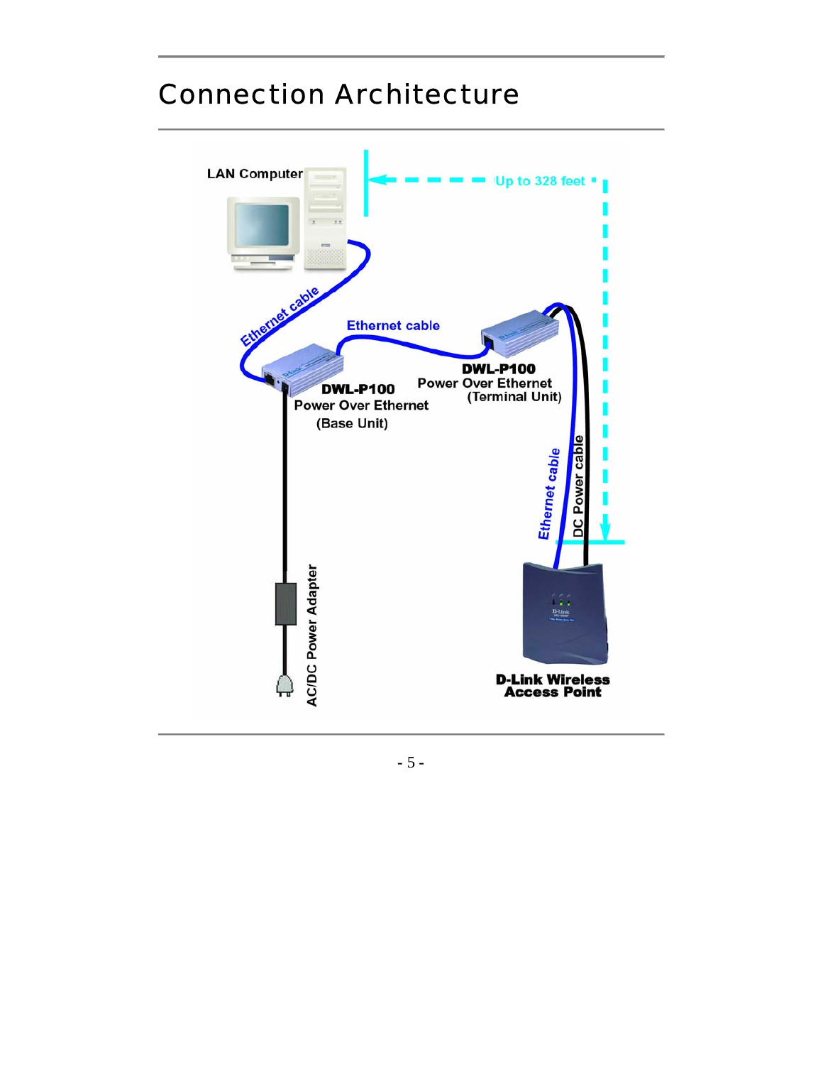# Connection Architecture

LAN Computer

Up to 328 feet

Ethernet cable

Ethernet cable

DWL-P100
Power Over Ethernet
(Terminal Unit)

DWL-P100
Power Over Ethernet
(Base Unit)

Ethernet cable

DC Power cable

AC/DC Power Adapter

D-Link Wireless
Access Point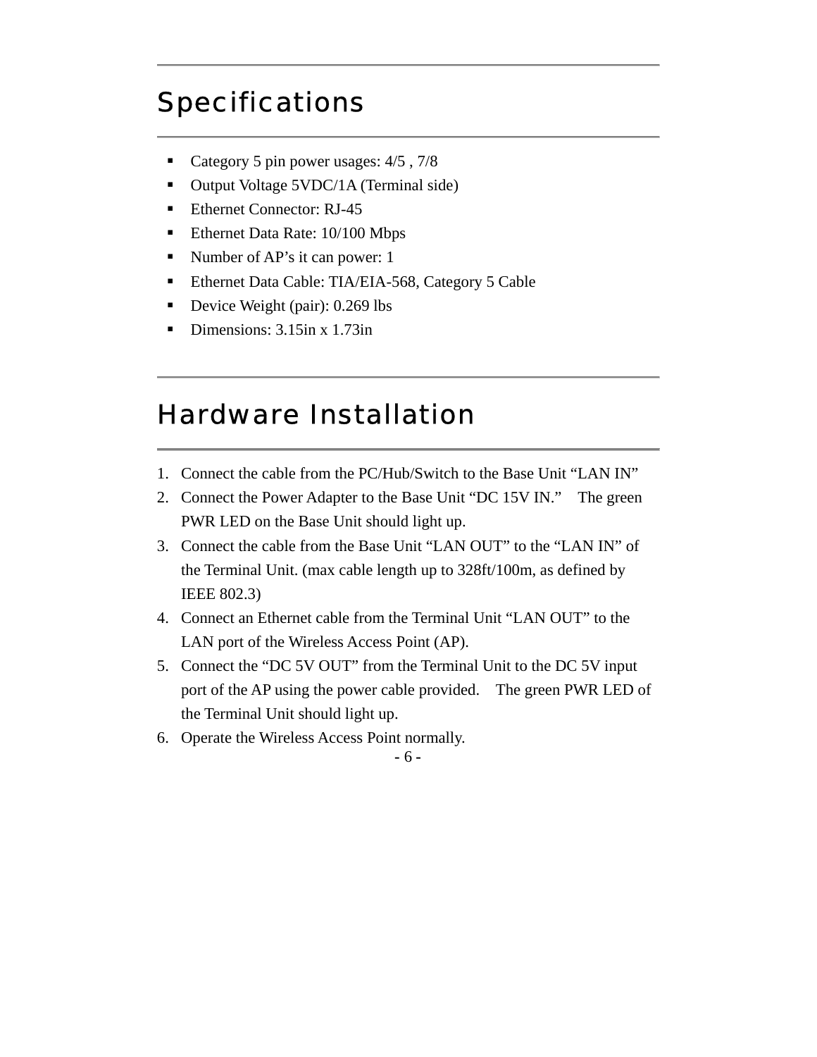## Specifications

- Category 5 pin power usages: 4/5 , 7/8
- Output Voltage 5VDC/1A (Terminal side)
- Ethernet Connector: RJ-45
- Ethernet Data Rate: 10/100 Mbps
- Number of AP's it can power: 1
- Ethernet Data Cable: TIA/EIA-568, Category 5 Cable
- Device Weight (pair): 0.269 lbs
- Dimensions: 3.15in x 1.73in

## Hardware Installation

1. Connect the cable from the PC/Hub/Switch to the Base Unit "LAN IN"
2. Connect the Power Adapter to the Base Unit "DC 15V IN." The green PWR LED on the Base Unit should light up.
3. Connect the cable from the Base Unit "LAN OUT" to the "LAN IN" of the Terminal Unit. (max cable length up to 328ft/100m, as defined by IEEE 802.3)
4. Connect an Ethernet cable from the Terminal Unit "LAN OUT" to the LAN port of the Wireless Access Point (AP).
5. Connect the "DC 5V OUT" from the Terminal Unit to the DC 5V input port of the AP using the power cable provided. The green PWR LED of the Terminal Unit should light up.
6. Operate the Wireless Access Point normally.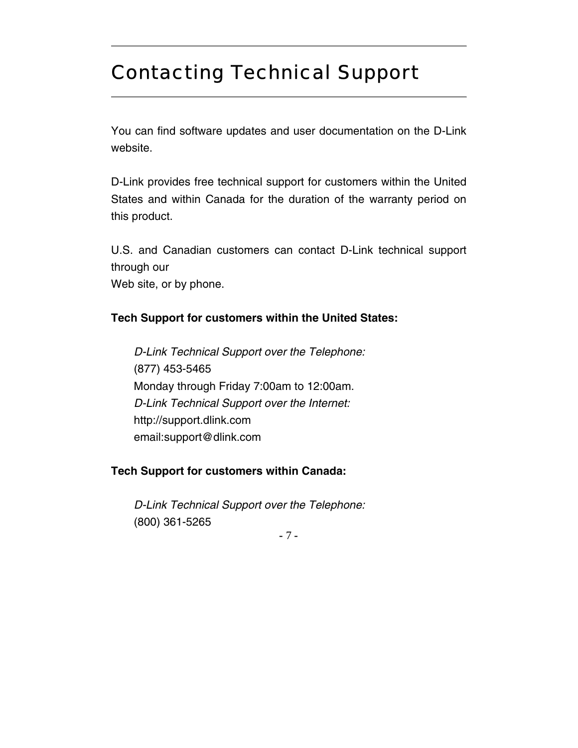# Contacting Technical Support

You can find software updates and user documentation on the D-Link website.

D-Link provides free technical support for customers within the United States and within Canada for the duration of the warranty period on this product.

U.S. and Canadian customers can contact D-Link technical support through our
Web site, or by phone.

**Tech Support for customers within the United States:**

*D-Link Technical Support over the Telephone:*
(877) 453-5465
Monday through Friday 7:00am to 12:00am.
*D-Link Technical Support over the Internet:*
http://support.dlink.com
email:support@dlink.com

**Tech Support for customers within Canada:**

*D-Link Technical Support over the Telephone:*
(800) 361-5265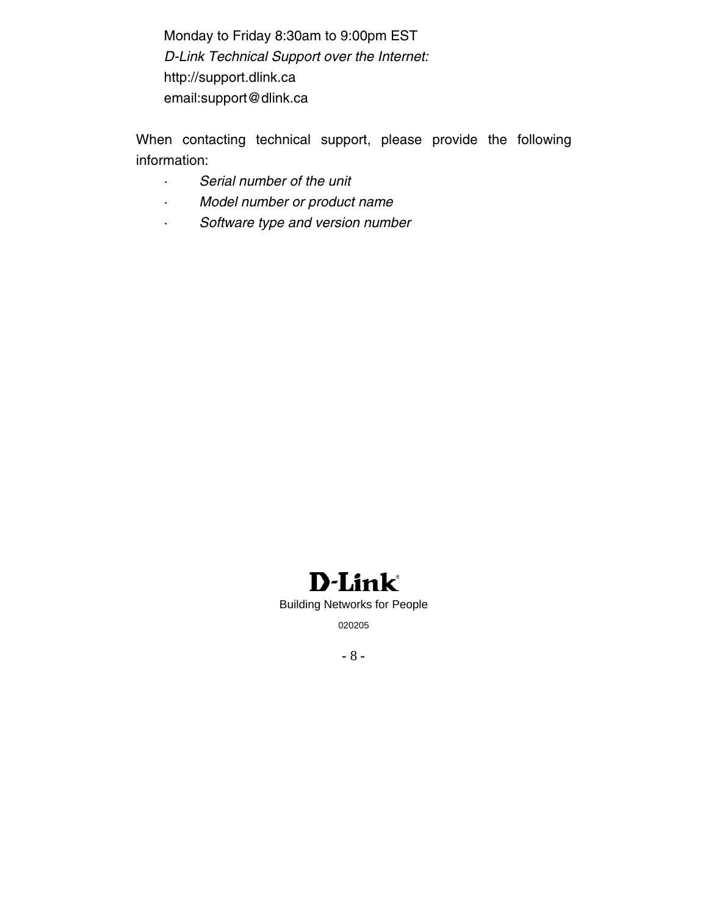Monday to Friday 8:30am to 9:00pm EST

*D-Link Technical Support over the Internet:*

http://support.dlink.ca

email:support@dlink.ca

When contacting technical support, please provide the following information:

- *Serial number of the unit*
- *Model number or product name*
- *Software type and version number*

**D-Link**®

Building Networks for People

020205